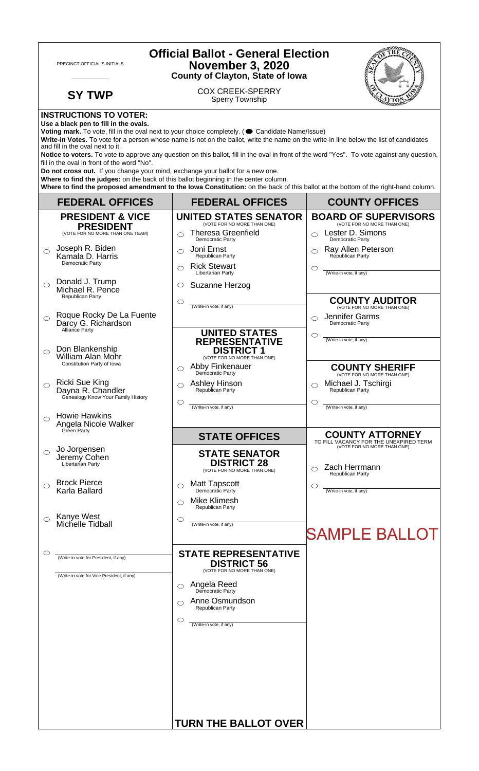PRECINCT OFFICIAL'S INITIALS

___________

**SY TWP**

# Official Ballot - General Election
## November 3, 2020
### County of Clayton, State of Iowa

COX CREEK-SPERRY
Sperry Township

**INSTRUCTIONS TO VOTER:**
**Use a black pen to fill in the ovals.**
**Voting mark.** To vote, fill in the oval next to your choice completely. (● Candidate Name/Issue)
**Write-in Votes.** To vote for a person whose name is not on the ballot, write the name on the write-in line below the list of candidates and fill in the oval next to it.
**Notice to voters.** To vote to approve any question on this ballot, fill in the oval in front of the word "Yes". To vote against any question, fill in the oval in front of the word "No".
**Do not cross out.** If you change your mind, exchange your ballot for a new one.
**Where to find the judges:** on the back of this ballot beginning in the center column.
**Where to find the proposed amendment to the Iowa Constitution:** on the back of this ballot at the bottom of the right-hand column.

## FEDERAL OFFICES

### PRESIDENT & VICE PRESIDENT
(VOTE FOR NO MORE THAN ONE TEAM)

- ◯ Joseph R. Biden / Kamala D. Harris — Democratic Party
- ◯ Donald J. Trump / Michael R. Pence — Republican Party
- ◯ Roque Rocky De La Fuente / Darcy G. Richardson — Alliance Party
- ◯ Don Blankenship / William Alan Mohr — Constitution Party of Iowa
- ◯ Ricki Sue King / Dayna R. Chandler — Genealogy Know Your Family History
- ◯ Howie Hawkins / Angela Nicole Walker — Green Party
- ◯ Jo Jorgensen / Jeremy Cohen — Libertarian Party
- ◯ Brock Pierce / Karla Ballard
- ◯ Kanye West / Michelle Tidball
- ◯ ______ (Write-in vote for President, if any)
  ______ (Write-in vote for Vice President, if any)

## FEDERAL OFFICES

### UNITED STATES SENATOR
(VOTE FOR NO MORE THAN ONE)

- ◯ Theresa Greenfield — Democratic Party
- ◯ Joni Ernst — Republican Party
- ◯ Rick Stewart — Libertarian Party
- ◯ Suzanne Herzog
- ◯ ______ (Write-in vote, if any)

### UNITED STATES REPRESENTATIVE DISTRICT 1
(VOTE FOR NO MORE THAN ONE)

- ◯ Abby Finkenauer — Democratic Party
- ◯ Ashley Hinson — Republican Party
- ◯ ______ (Write-in vote, if any)

## STATE OFFICES

### STATE SENATOR DISTRICT 28
(VOTE FOR NO MORE THAN ONE)

- ◯ Matt Tapscott — Democratic Party
- ◯ Mike Klimesh — Republican Party
- ◯ ______ (Write-in vote, if any)

### STATE REPRESENTATIVE DISTRICT 56
(VOTE FOR NO MORE THAN ONE)

- ◯ Angela Reed — Democratic Party
- ◯ Anne Osmundson — Republican Party
- ◯ ______ (Write-in vote, if any)

**TURN THE BALLOT OVER**

## COUNTY OFFICES

### BOARD OF SUPERVISORS
(VOTE FOR NO MORE THAN ONE)

- ◯ Lester D. Simons — Democratic Party
- ◯ Ray Allen Peterson — Republican Party
- ◯ ______ (Write-in vote, if any)

### COUNTY AUDITOR
(VOTE FOR NO MORE THAN ONE)

- ◯ Jennifer Garms — Democratic Party
- ◯ ______ (Write-in vote, if any)

### COUNTY SHERIFF
(VOTE FOR NO MORE THAN ONE)

- ◯ Michael J. Tschirgi — Republican Party
- ◯ ______ (Write-in vote, if any)

### COUNTY ATTORNEY
TO FILL VACANCY FOR THE UNEXPIRED TERM
(VOTE FOR NO MORE THAN ONE)

- ◯ Zach Herrmann — Republican Party
- ◯ ______ (Write-in vote, if any)

SAMPLE BALLOT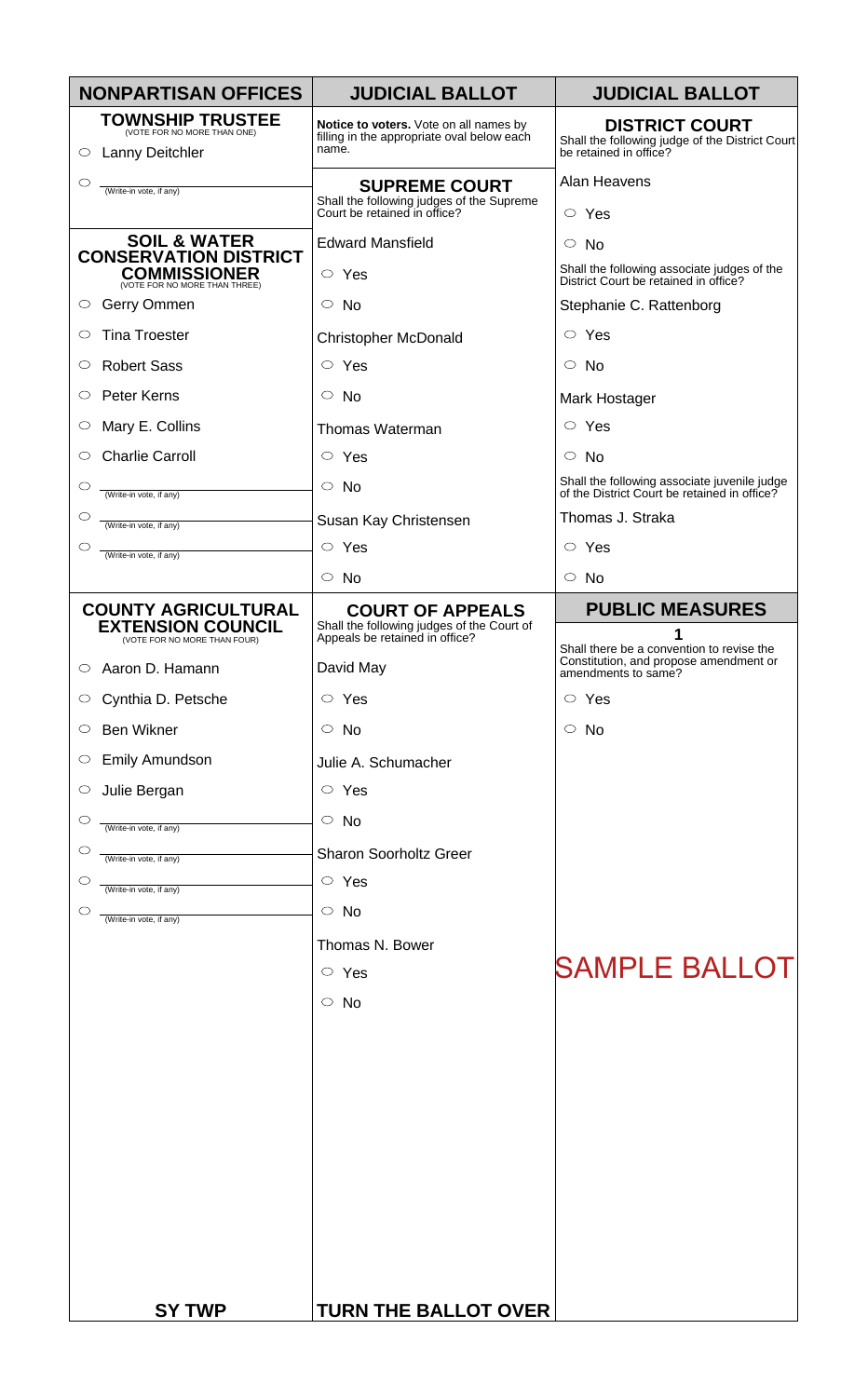## NONPARTISAN OFFICES

### TOWNSHIP TRUSTEE
(VOTE FOR NO MORE THAN ONE)

- ○ Lanny Deitchler
- ○ ______ (Write-in vote, if any)

### SOIL & WATER CONSERVATION DISTRICT COMMISSIONER
(VOTE FOR NO MORE THAN THREE)

- ○ Gerry Ommen
- ○ Tina Troester
- ○ Robert Sass
- ○ Peter Kerns
- ○ Mary E. Collins
- ○ Charlie Carroll
- ○ ______ (Write-in vote, if any)
- ○ ______ (Write-in vote, if any)
- ○ ______ (Write-in vote, if any)

### COUNTY AGRICULTURAL EXTENSION COUNCIL
(VOTE FOR NO MORE THAN FOUR)

- ○ Aaron D. Hamann
- ○ Cynthia D. Petsche
- ○ Ben Wikner
- ○ Emily Amundson
- ○ Julie Bergan
- ○ ______ (Write-in vote, if any)
- ○ ______ (Write-in vote, if any)
- ○ ______ (Write-in vote, if any)
- ○ ______ (Write-in vote, if any)

SY TWP

## JUDICIAL BALLOT

**Notice to voters.** Vote on all names by filling in the appropriate oval below each name.

### SUPREME COURT
Shall the following judges of the Supreme Court be retained in office?

Edward Mansfield
- ○ Yes
- ○ No

Christopher McDonald
- ○ Yes
- ○ No

Thomas Waterman
- ○ Yes
- ○ No

Susan Kay Christensen
- ○ Yes
- ○ No

### COURT OF APPEALS
Shall the following judges of the Court of Appeals be retained in office?

David May
- ○ Yes
- ○ No

Julie A. Schumacher
- ○ Yes
- ○ No

Sharon Soorholtz Greer
- ○ Yes
- ○ No

Thomas N. Bower
- ○ Yes
- ○ No

TURN THE BALLOT OVER

## JUDICIAL BALLOT

### DISTRICT COURT
Shall the following judge of the District Court be retained in office?

Alan Heavens
- ○ Yes
- ○ No

Shall the following associate judges of the District Court be retained in office?

Stephanie C. Rattenborg
- ○ Yes
- ○ No

Mark Hostager
- ○ Yes
- ○ No

Shall the following associate juvenile judge of the District Court be retained in office?

Thomas J. Straka
- ○ Yes
- ○ No

## PUBLIC MEASURES

**1**

Shall there be a convention to revise the Constitution, and propose amendment or amendments to same?

- ○ Yes
- ○ No

SAMPLE BALLOT